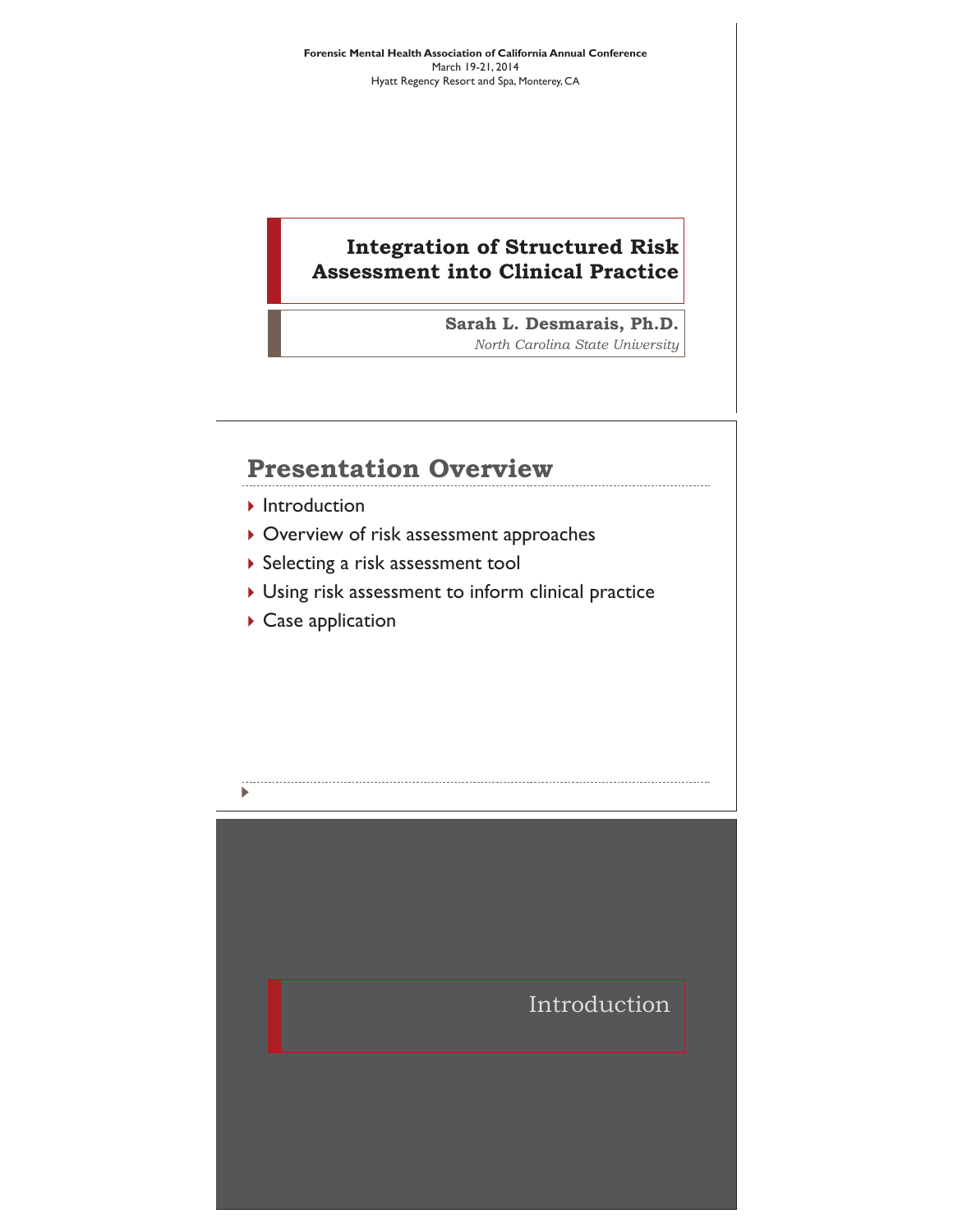**Forensic Mental Health Association of California Annual Conference**
March 19-21, 2014
Hyatt Regency Resort and Spa, Monterey, CA

# Integration of Structured Risk Assessment into Clinical Practice

**Sarah L. Desmarais, Ph.D.**
*North Carolina State University*

## Presentation Overview

- Introduction
- Overview of risk assessment approaches
- Selecting a risk assessment tool
- Using risk assessment to inform clinical practice
- Case application

## Introduction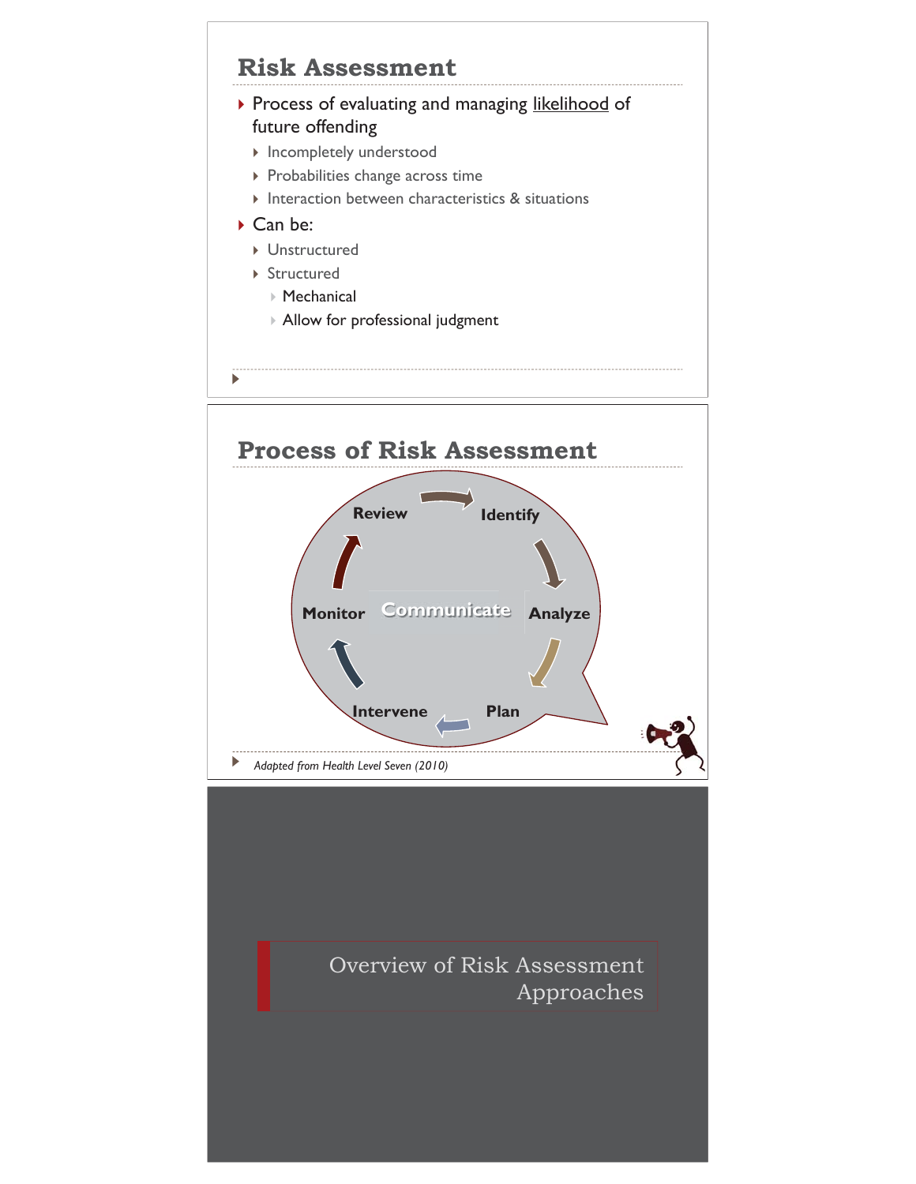## Risk Assessment

- Process of evaluating and managing likelihood of future offending
  - Incompletely understood
  - Probabilities change across time
  - Interaction between characteristics & situations
- Can be:
  - Unstructured
  - Structured
    - Mechanical
    - Allow for professional judgment

## Process of Risk Assessment

Communicate

Review → Identify → Analyze → Plan → Intervene → Monitor → Review

*Adapted from Health Level Seven (2010)*

## Overview of Risk Assessment Approaches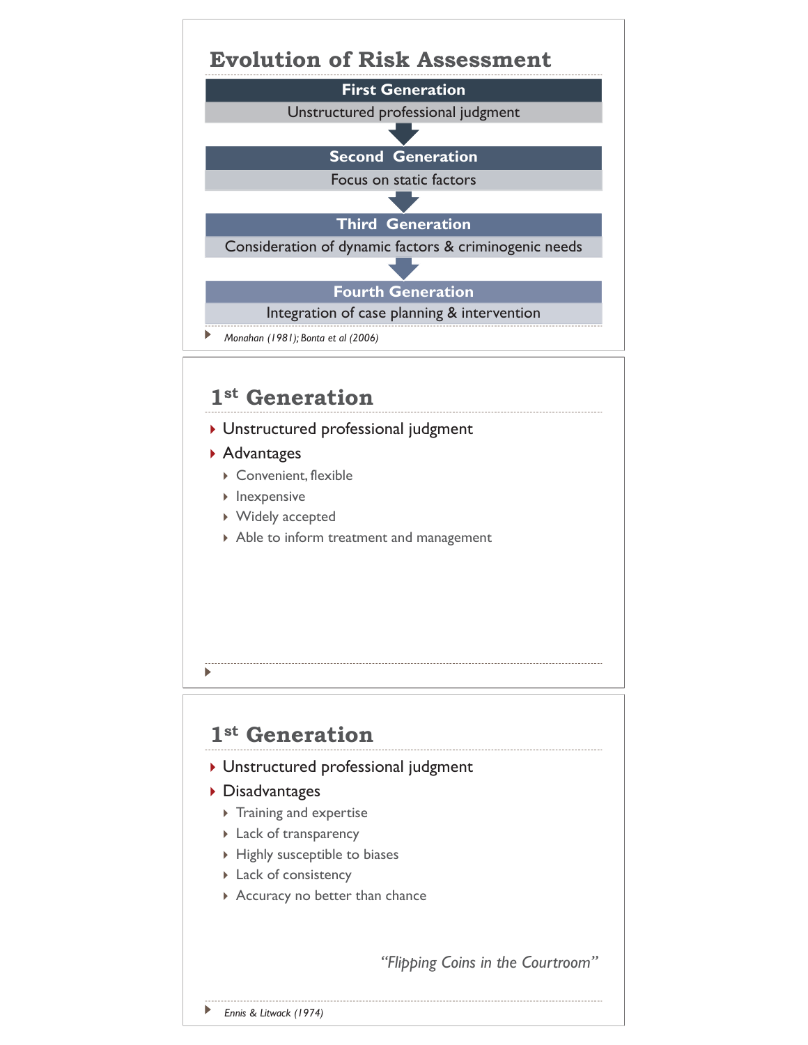# Evolution of Risk Assessment

**First Generation**

Unstructured professional judgment

**Second Generation**

Focus on static factors

**Third Generation**

Consideration of dynamic factors & criminogenic needs

**Fourth Generation**

Integration of case planning & intervention

*Monahan (1981); Bonta et al (2006)*

# 1st Generation

- Unstructured professional judgment
- Advantages
  - Convenient, flexible
  - Inexpensive
  - Widely accepted
  - Able to inform treatment and management

# 1st Generation

- Unstructured professional judgment
- Disadvantages
  - Training and expertise
  - Lack of transparency
  - Highly susceptible to biases
  - Lack of consistency
  - Accuracy no better than chance

*"Flipping Coins in the Courtroom"*

*Ennis & Litwack (1974)*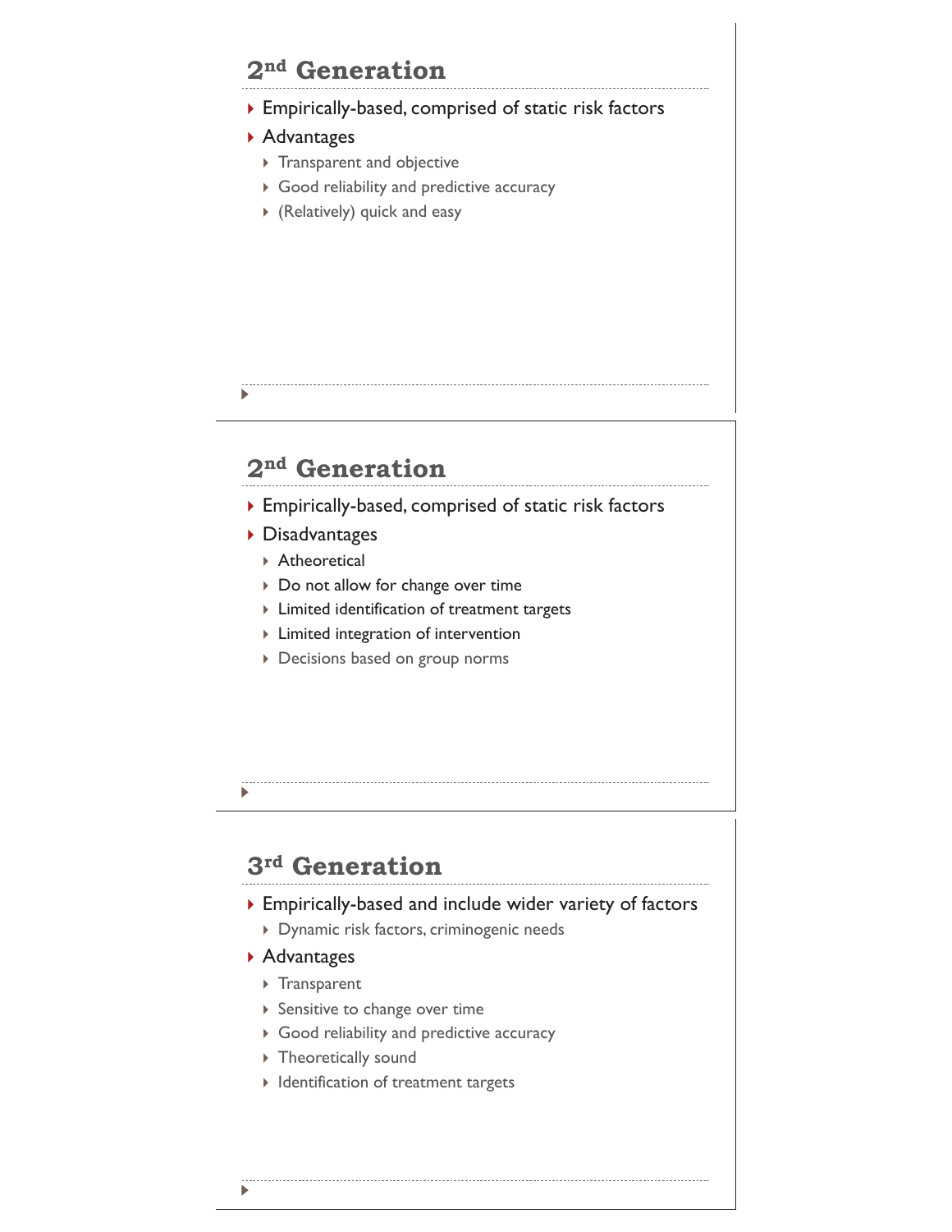## 2nd Generation

- Empirically-based, comprised of static risk factors
- Advantages
  - Transparent and objective
  - Good reliability and predictive accuracy
  - (Relatively) quick and easy

## 2nd Generation

- Empirically-based, comprised of static risk factors
- Disadvantages
  - Atheoretical
  - Do not allow for change over time
  - Limited identification of treatment targets
  - Limited integration of intervention
  - Decisions based on group norms

## 3rd Generation

- Empirically-based and include wider variety of factors
  - Dynamic risk factors, criminogenic needs
- Advantages
  - Transparent
  - Sensitive to change over time
  - Good reliability and predictive accuracy
  - Theoretically sound
  - Identification of treatment targets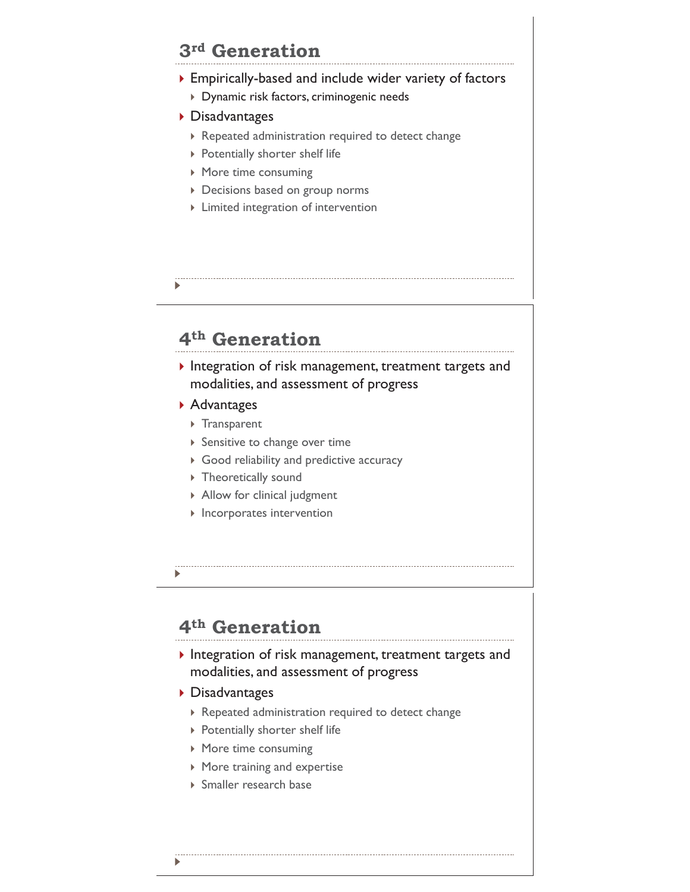## 3rd Generation

- Empirically-based and include wider variety of factors
  - Dynamic risk factors, criminogenic needs
- Disadvantages
  - Repeated administration required to detect change
  - Potentially shorter shelf life
  - More time consuming
  - Decisions based on group norms
  - Limited integration of intervention

## 4th Generation

- Integration of risk management, treatment targets and modalities, and assessment of progress
- Advantages
  - Transparent
  - Sensitive to change over time
  - Good reliability and predictive accuracy
  - Theoretically sound
  - Allow for clinical judgment
  - Incorporates intervention

## 4th Generation

- Integration of risk management, treatment targets and modalities, and assessment of progress
- Disadvantages
  - Repeated administration required to detect change
  - Potentially shorter shelf life
  - More time consuming
  - More training and expertise
  - Smaller research base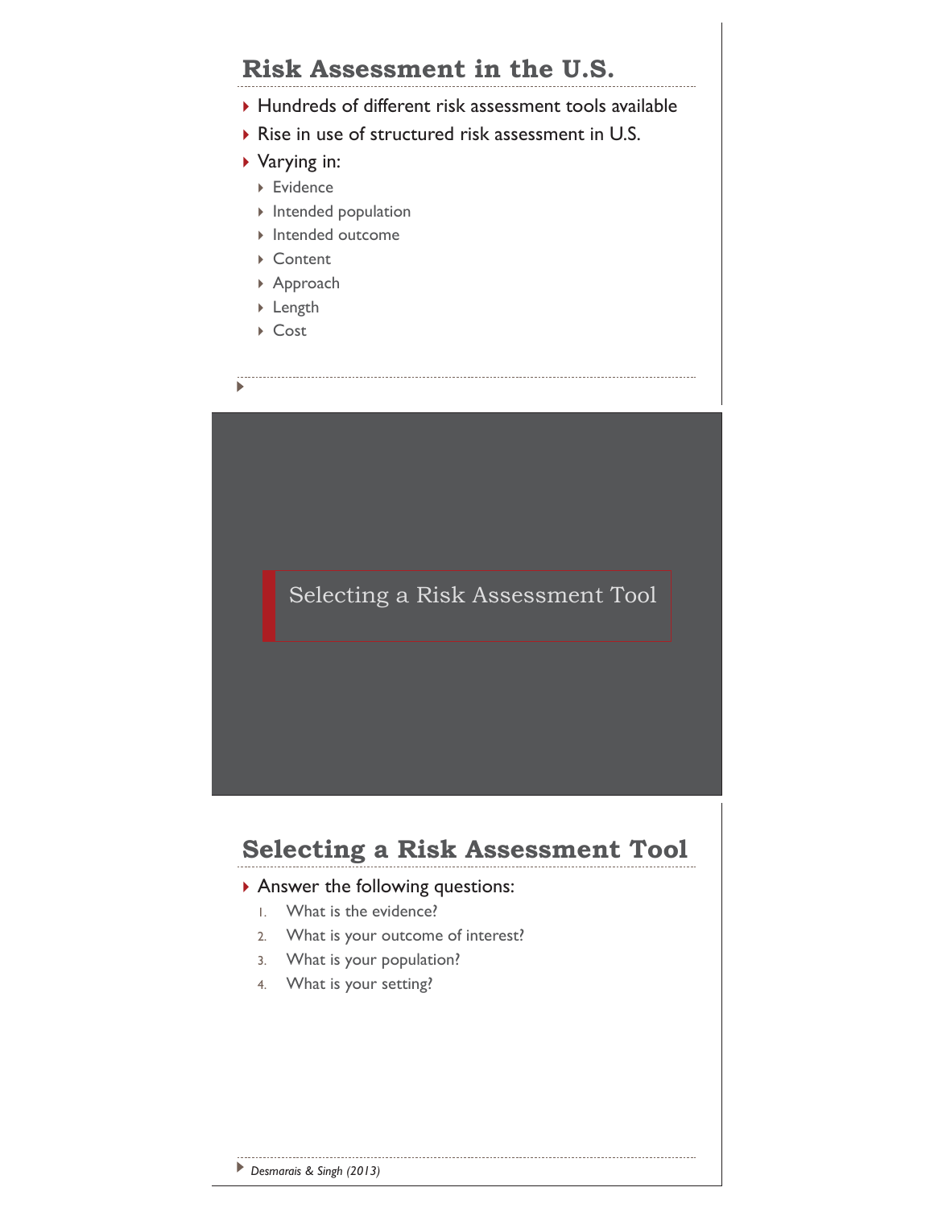## Risk Assessment in the U.S.

- Hundreds of different risk assessment tools available
- Rise in use of structured risk assessment in U.S.
- Varying in:
  - Evidence
  - Intended population
  - Intended outcome
  - Content
  - Approach
  - Length
  - Cost

## Selecting a Risk Assessment Tool

## Selecting a Risk Assessment Tool

- Answer the following questions:
  1. What is the evidence?
  2. What is your outcome of interest?
  3. What is your population?
  4. What is your setting?

*Desmarais & Singh (2013)*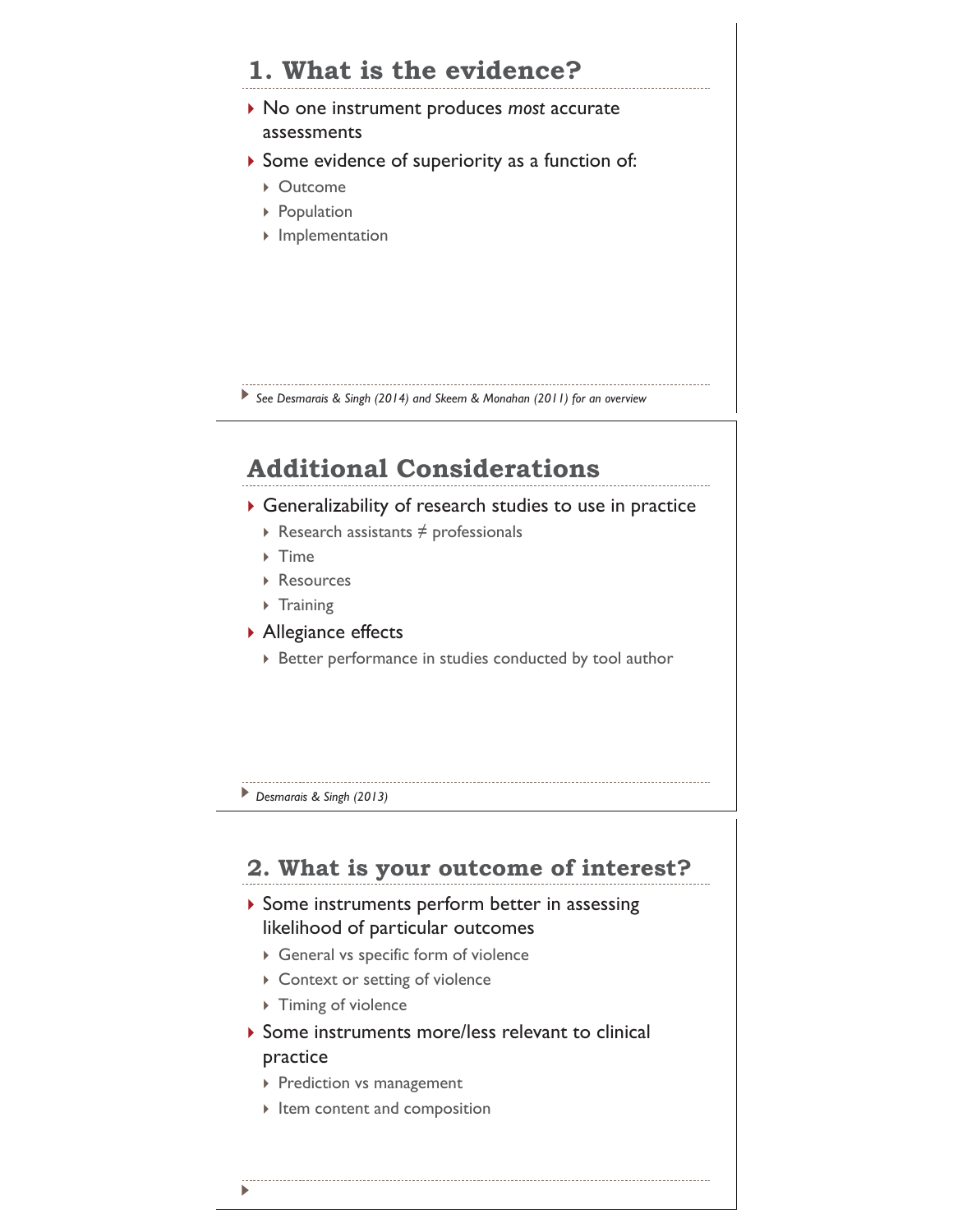## 1. What is the evidence?

- No one instrument produces *most* accurate assessments
- Some evidence of superiority as a function of:
  - Outcome
  - Population
  - Implementation

*See Desmarais & Singh (2014) and Skeem & Monahan (2011) for an overview*

## Additional Considerations

- Generalizability of research studies to use in practice
  - Research assistants ≠ professionals
  - Time
  - Resources
  - Training
- Allegiance effects
  - Better performance in studies conducted by tool author

*Desmarais & Singh (2013)*

## 2. What is your outcome of interest?

- Some instruments perform better in assessing likelihood of particular outcomes
  - General vs specific form of violence
  - Context or setting of violence
  - Timing of violence
- Some instruments more/less relevant to clinical practice
  - Prediction vs management
  - Item content and composition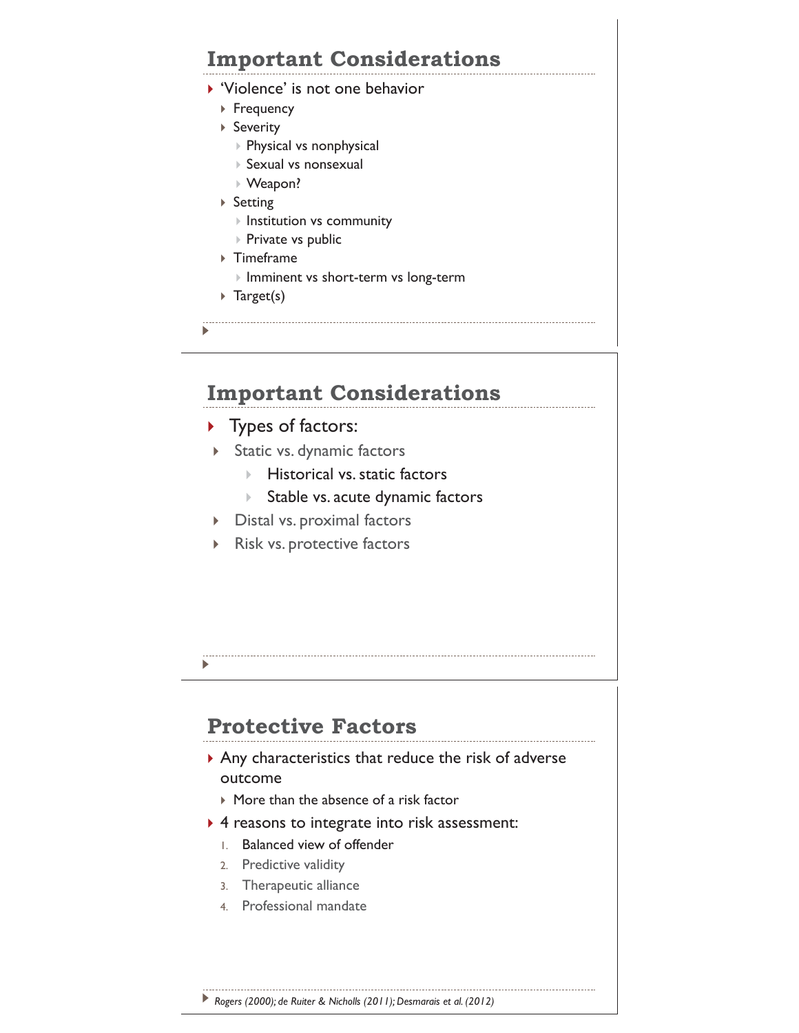## Important Considerations

- 'Violence' is not one behavior
  - Frequency
  - Severity
    - Physical vs nonphysical
    - Sexual vs nonsexual
    - Weapon?
  - Setting
    - Institution vs community
    - Private vs public
  - Timeframe
    - Imminent vs short-term vs long-term
  - Target(s)

## Important Considerations

- Types of factors:
- Static vs. dynamic factors
  - Historical vs. static factors
  - Stable vs. acute dynamic factors
- Distal vs. proximal factors
- Risk vs. protective factors

## Protective Factors

- Any characteristics that reduce the risk of adverse outcome
  - More than the absence of a risk factor
- 4 reasons to integrate into risk assessment:
  1. Balanced view of offender
  2. Predictive validity
  3. Therapeutic alliance
  4. Professional mandate

*Rogers (2000); de Ruiter & Nicholls (2011); Desmarais et al. (2012)*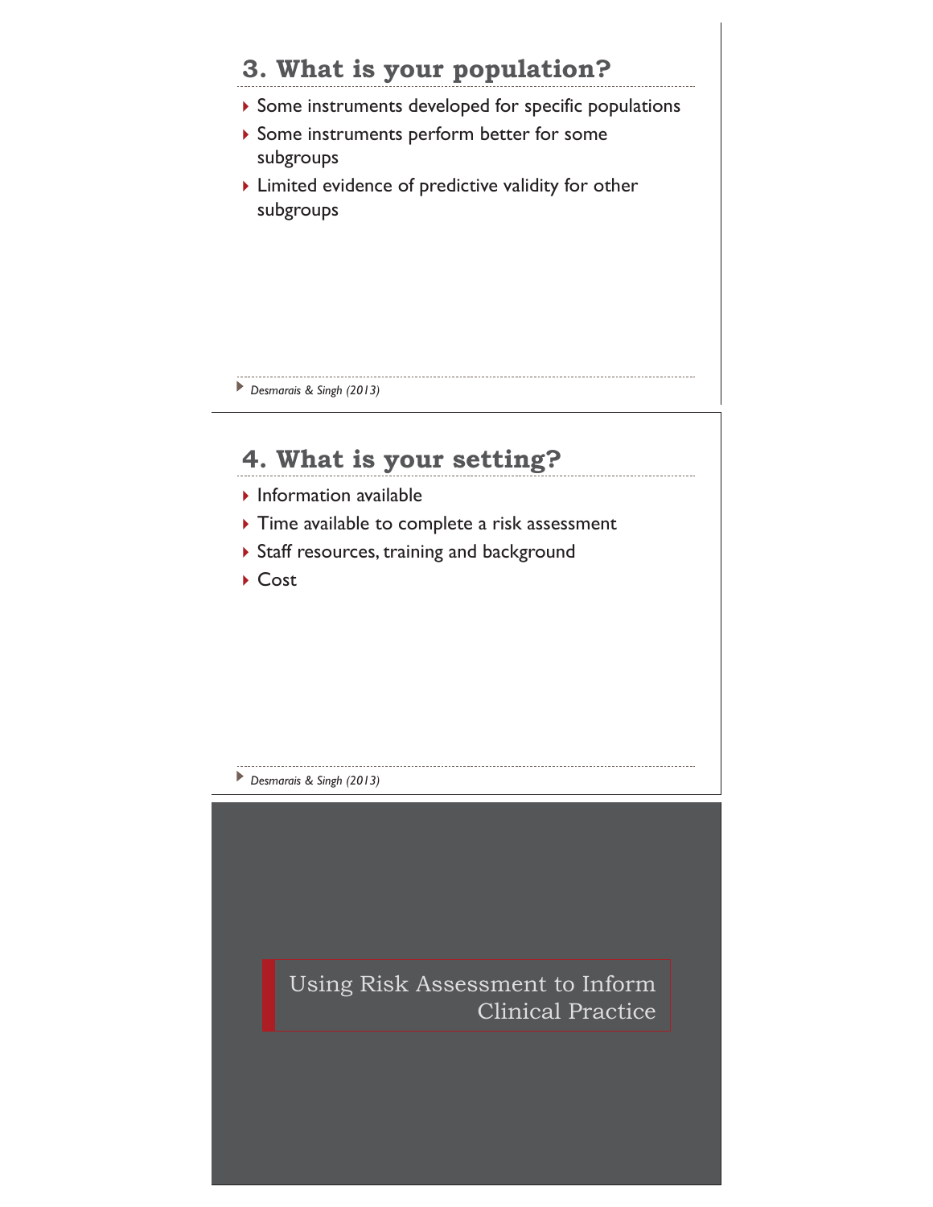## 3. What is your population?

- Some instruments developed for specific populations
- Some instruments perform better for some subgroups
- Limited evidence of predictive validity for other subgroups

*Desmarais & Singh (2013)*

## 4. What is your setting?

- Information available
- Time available to complete a risk assessment
- Staff resources, training and background
- Cost

*Desmarais & Singh (2013)*

## Using Risk Assessment to Inform Clinical Practice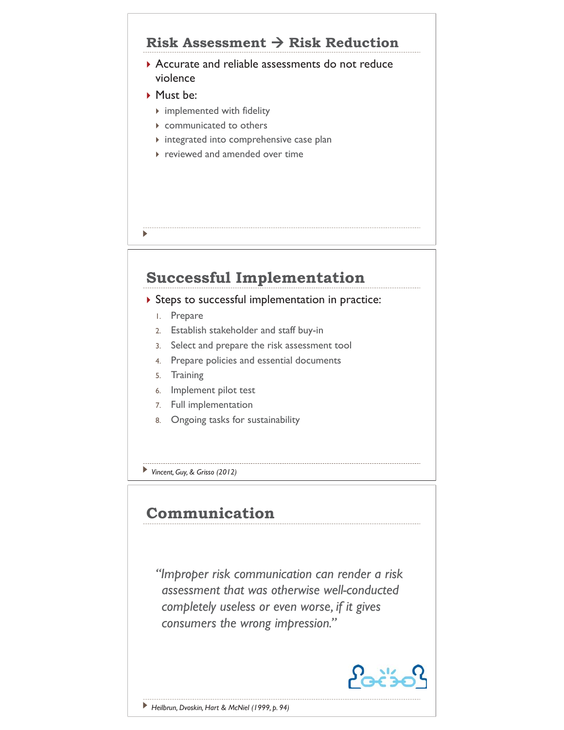## Risk Assessment → Risk Reduction

- Accurate and reliable assessments do not reduce violence
- Must be:
  - implemented with fidelity
  - communicated to others
  - integrated into comprehensive case plan
  - reviewed and amended over time

## Successful Implementation

- Steps to successful implementation in practice:
  1. Prepare
  2. Establish stakeholder and staff buy-in
  3. Select and prepare the risk assessment tool
  4. Prepare policies and essential documents
  5. Training
  6. Implement pilot test
  7. Full implementation
  8. Ongoing tasks for sustainability

*Vincent, Guy, & Grisso (2012)*

## Communication

*"Improper risk communication can render a risk assessment that was otherwise well-conducted completely useless or even worse, if it gives consumers the wrong impression."*

*Heilbrun, Dvoskin, Hart & McNiel (1999, p. 94)*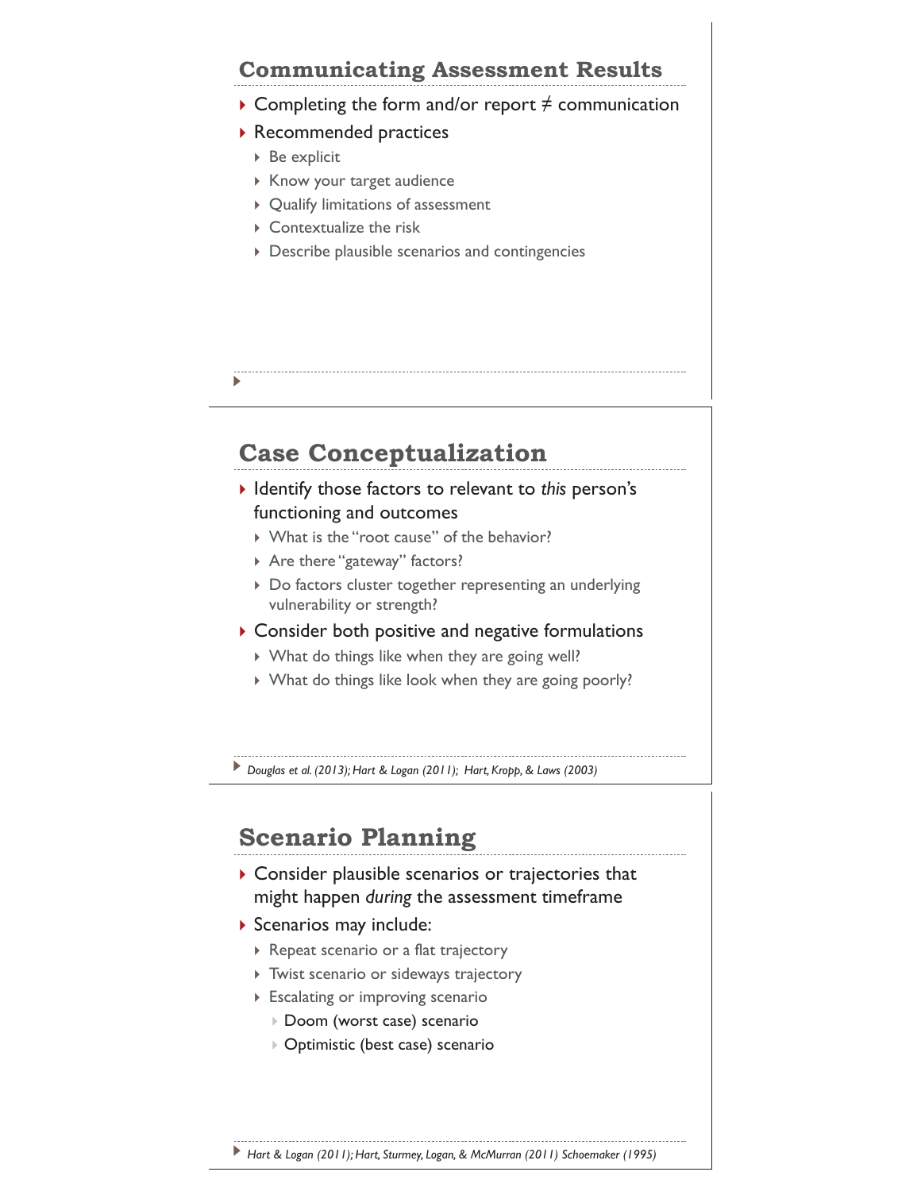## Communicating Assessment Results

- Completing the form and/or report ≠ communication
- Recommended practices
  - Be explicit
  - Know your target audience
  - Qualify limitations of assessment
  - Contextualize the risk
  - Describe plausible scenarios and contingencies

## Case Conceptualization

- Identify those factors to relevant to *this* person's functioning and outcomes
  - What is the "root cause" of the behavior?
  - Are there "gateway" factors?
  - Do factors cluster together representing an underlying vulnerability or strength?
- Consider both positive and negative formulations
  - What do things like when they are going well?
  - What do things like look when they are going poorly?

*Douglas et al. (2013); Hart & Logan (2011); Hart, Kropp, & Laws (2003)*

## Scenario Planning

- Consider plausible scenarios or trajectories that might happen *during* the assessment timeframe
- Scenarios may include:
  - Repeat scenario or a flat trajectory
  - Twist scenario or sideways trajectory
  - Escalating or improving scenario
    - Doom (worst case) scenario
    - Optimistic (best case) scenario

*Hart & Logan (2011); Hart, Sturmey, Logan, & McMurran (2011) Schoemaker (1995)*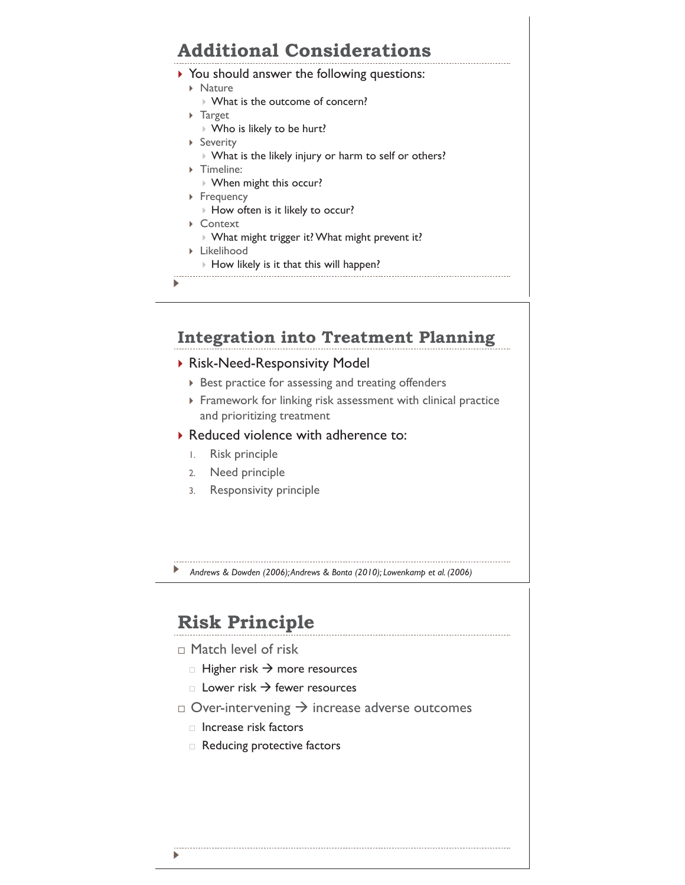## Additional Considerations

- You should answer the following questions:
  - Nature
    - What is the outcome of concern?
  - Target
    - Who is likely to be hurt?
  - Severity
    - What is the likely injury or harm to self or others?
  - Timeline:
    - When might this occur?
  - Frequency
    - How often is it likely to occur?
  - Context
    - What might trigger it? What might prevent it?
  - Likelihood
    - How likely is it that this will happen?

## Integration into Treatment Planning

- Risk-Need-Responsivity Model
  - Best practice for assessing and treating offenders
  - Framework for linking risk assessment with clinical practice and prioritizing treatment
- Reduced violence with adherence to:
  1. Risk principle
  2. Need principle
  3. Responsivity principle

*Andrews & Dowden (2006); Andrews & Bonta (2010); Lowenkamp et al. (2006)*

## Risk Principle

- Match level of risk
  - Higher risk → more resources
  - Lower risk → fewer resources
- Over-intervening → increase adverse outcomes
  - Increase risk factors
  - Reducing protective factors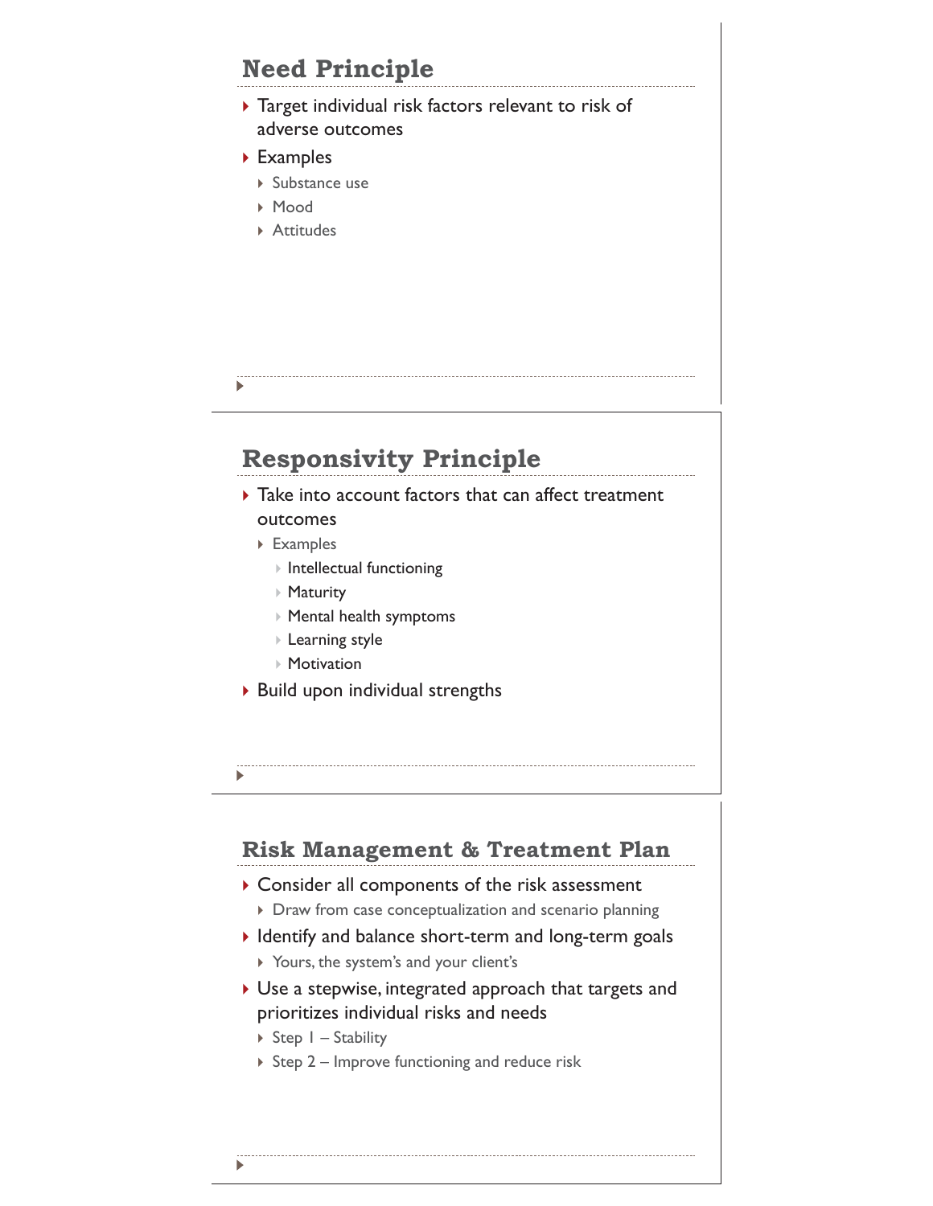## Need Principle

- Target individual risk factors relevant to risk of adverse outcomes
- Examples
  - Substance use
  - Mood
  - Attitudes

## Responsivity Principle

- Take into account factors that can affect treatment outcomes
  - Examples
    - Intellectual functioning
    - Maturity
    - Mental health symptoms
    - Learning style
    - Motivation
- Build upon individual strengths

## Risk Management & Treatment Plan

- Consider all components of the risk assessment
  - Draw from case conceptualization and scenario planning
- Identify and balance short-term and long-term goals
  - Yours, the system's and your client's
- Use a stepwise, integrated approach that targets and prioritizes individual risks and needs
  - Step 1 – Stability
  - Step 2 – Improve functioning and reduce risk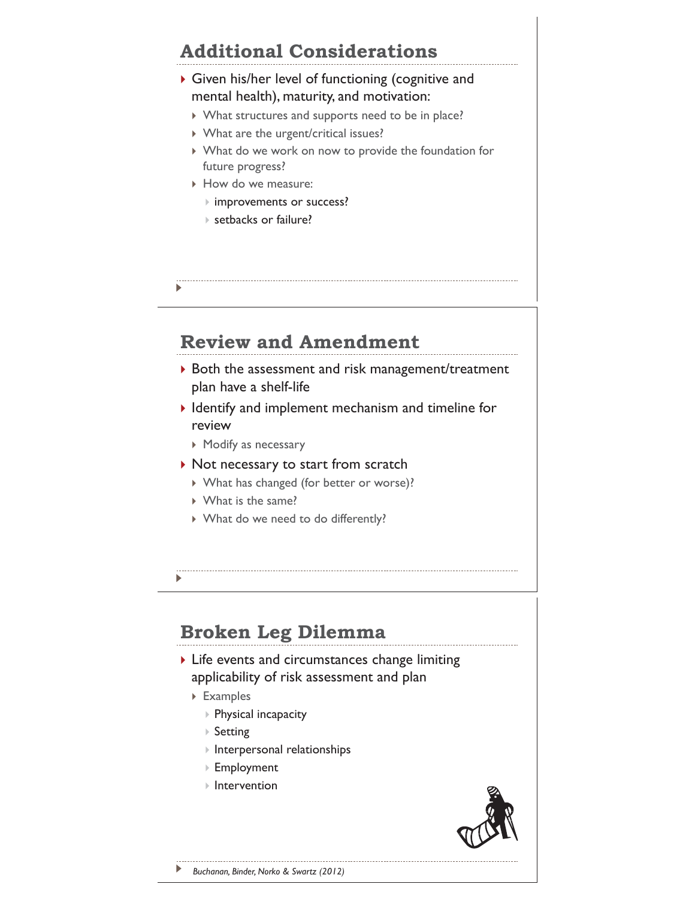## Additional Considerations

- Given his/her level of functioning (cognitive and mental health), maturity, and motivation:
  - What structures and supports need to be in place?
  - What are the urgent/critical issues?
  - What do we work on now to provide the foundation for future progress?
  - How do we measure:
    - improvements or success?
    - setbacks or failure?

## Review and Amendment

- Both the assessment and risk management/treatment plan have a shelf-life
- Identify and implement mechanism and timeline for review
  - Modify as necessary
- Not necessary to start from scratch
  - What has changed (for better or worse)?
  - What is the same?
  - What do we need to do differently?

## Broken Leg Dilemma

- Life events and circumstances change limiting applicability of risk assessment and plan
  - Examples
    - Physical incapacity
    - Setting
    - Interpersonal relationships
    - Employment
    - Intervention

*Buchanan, Binder, Norko & Swartz (2012)*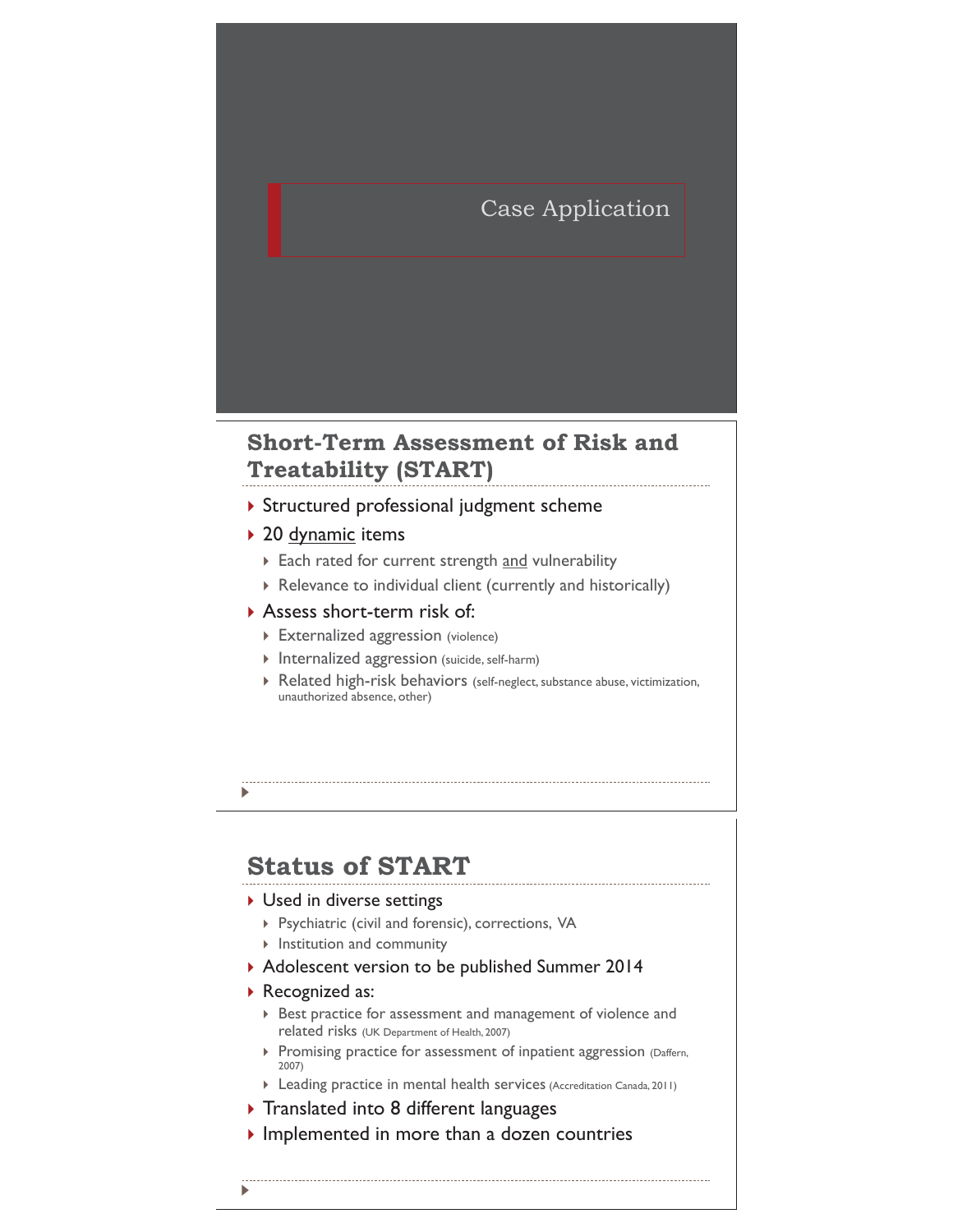# Case Application

## Short-Term Assessment of Risk and Treatability (START)

- Structured professional judgment scheme
- 20 dynamic items
  - Each rated for current strength and vulnerability
  - Relevance to individual client (currently and historically)
- Assess short-term risk of:
  - Externalized aggression (violence)
  - Internalized aggression (suicide, self-harm)
  - Related high-risk behaviors (self-neglect, substance abuse, victimization, unauthorized absence, other)

## Status of START

- Used in diverse settings
  - Psychiatric (civil and forensic), corrections, VA
  - Institution and community
- Adolescent version to be published Summer 2014
- Recognized as:
  - Best practice for assessment and management of violence and related risks (UK Department of Health, 2007)
  - Promising practice for assessment of inpatient aggression (Daffern, 2007)
  - Leading practice in mental health services (Accreditation Canada, 2011)
- Translated into 8 different languages
- Implemented in more than a dozen countries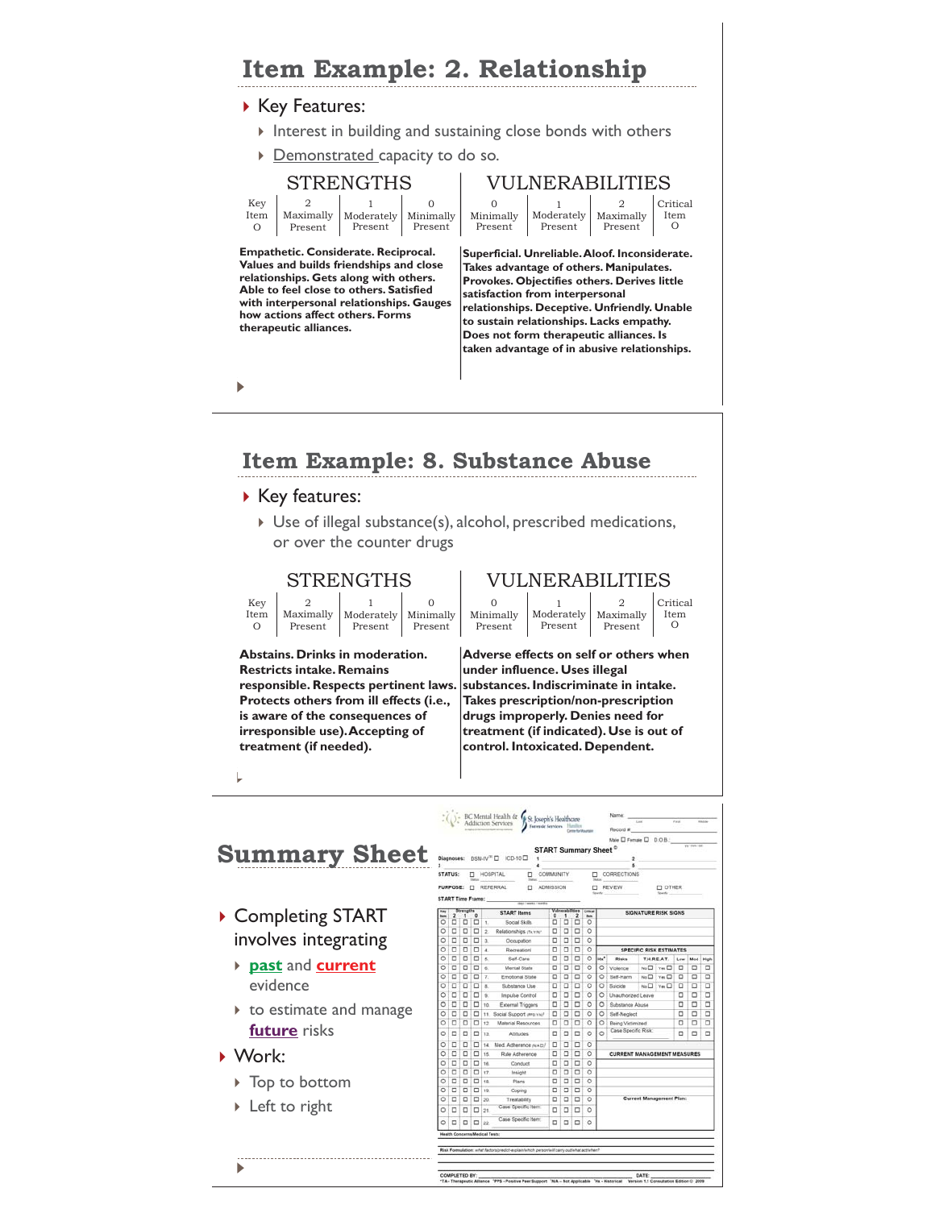# Item Example: 2. Relationship

- Key Features:
  - Interest in building and sustaining close bonds with others
  - Demonstrated capacity to do so.

| STRENGTHS | | | | VULNERABILITIES | | | |
|---|---|---|---|---|---|---|---|
| Key Item O | 2 Maximally Present | 1 Moderately Present | 0 Minimally Present | 0 Minimally Present | 1 Moderately Present | 2 Maximally Present | Critical Item O |

| STRENGTHS | VULNERABILITIES |
|---|---|
| **Empathetic. Considerate. Reciprocal. Values and builds friendships and close relationships. Gets along with others. Able to feel close to others. Satisfied with interpersonal relationships. Gauges how actions affect others. Forms therapeutic alliances.** | **Superficial. Unreliable. Aloof. Inconsiderate. Takes advantage of others. Manipulates. Provokes. Objectifies others. Derives little satisfaction from interpersonal relationships. Deceptive. Unfriendly. Unable to sustain relationships. Lacks empathy. Does not form therapeutic alliances. Is taken advantage of in abusive relationships.** |

# Item Example: 8. Substance Abuse

- Key features:
  - Use of illegal substance(s), alcohol, prescribed medications, or over the counter drugs

| STRENGTHS | | | | VULNERABILITIES | | | |
|---|---|---|---|---|---|---|---|
| Key Item O | 2 Maximally Present | 1 Moderately Present | 0 Minimally Present | 0 Minimally Present | 1 Moderately Present | 2 Maximally Present | Critical Item O |

| STRENGTHS | VULNERABILITIES |
|---|---|
| **Abstains. Drinks in moderation. Restricts intake. Remains responsible. Respects pertinent laws. Protects others from ill effects (i.e., is aware of the consequences of irresponsible use). Accepting of treatment (if needed).** | **Adverse effects on self or others when under influence. Uses illegal substances. Indiscriminate in intake. Takes prescription/non-prescription drugs improperly. Denies need for treatment (if indicated). Use is out of control. Intoxicated. Dependent.** |

# Summary Sheet

- Completing START involves integrating
  - **past** and **current** evidence
  - to estimate and manage **future** risks
- Work:
  - Top to bottom
  - Left to right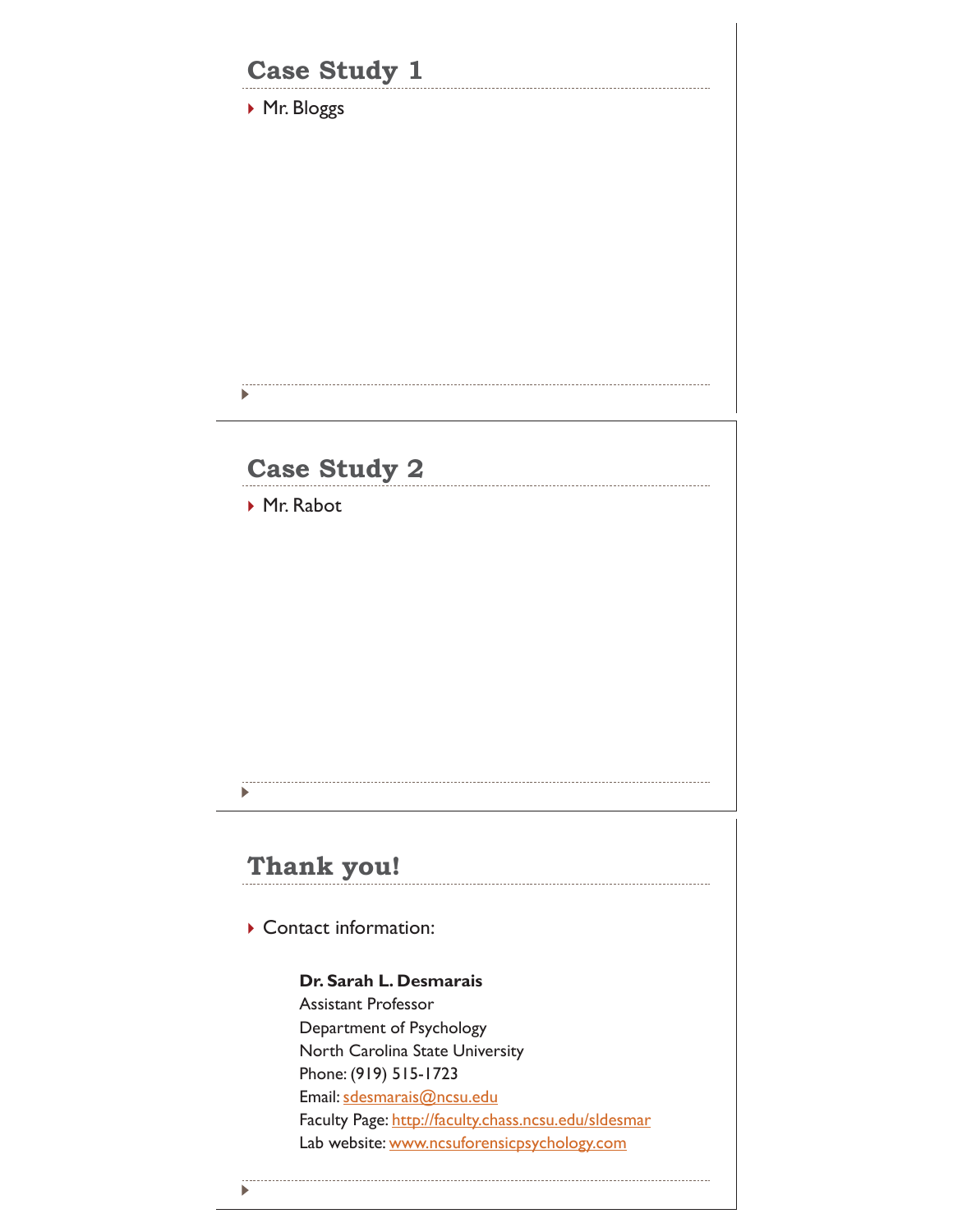## Case Study 1

- Mr. Bloggs

## Case Study 2

- Mr. Rabot

## Thank you!

- Contact information:

  **Dr. Sarah L. Desmarais**
  Assistant Professor
  Department of Psychology
  North Carolina State University
  Phone: (919) 515-1723
  Email: sdesmarais@ncsu.edu
  Faculty Page: http://faculty.chass.ncsu.edu/sldesmar
  Lab website: www.ncsuforensicpsychology.com